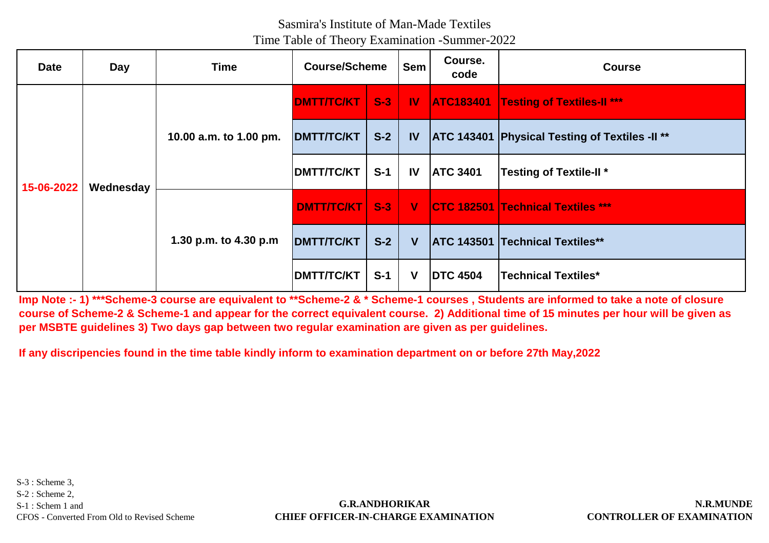# Sasmira's Institute of Man-Made Textiles

## Time Table of Theory Examination -Summer-2022

| Date | Day | Time | Course/Scheme | | Sem | Course. code | Course |
|---|---|---|---|---|---|---|---|
| 15-06-2022 | Wednesday | 10.00 a.m. to 1.00 pm. | DMTT/TC/KT | S-3 | IV | ATC183401 | Testing of Textiles-II *** |
| | | | DMTT/TC/KT | S-2 | IV | ATC 143401 | Physical Testing of Textiles -II ** |
| | | | DMTT/TC/KT | S-1 | IV | ATC 3401 | Testing of Textile-II * |
| | | 1.30 p.m. to 4.30 p.m | DMTT/TC/KT | S-3 | V | CTC 182501 | Technical Textiles *** |
| | | | DMTT/TC/KT | S-2 | V | ATC 143501 | Technical Textiles** |
| | | | DMTT/TC/KT | S-1 | V | DTC 4504 | Technical Textiles* |

**Imp Note :- 1) ***Scheme-3 course are equivalent to **Scheme-2 & * Scheme-1 courses , Students are informed to take a note of closure course of Scheme-2 & Scheme-1 and appear for the correct equivalent course. 2) Additional time of 15 minutes per hour will be given as per MSBTE guidelines 3) Two days gap between two regular examination are given as per guidelines.**

**If any discripencies found in the time table kindly inform to examination department on or before 27th May,2022**

S-3 : Scheme 3,
S-2 : Scheme 2,
S-1 : Schem 1 and
CFOS - Converted From Old to Revised Scheme

**G.R.ANDHORIKAR**
**CHIEF OFFICER-IN-CHARGE EXAMINATION**

**N.R.MUNDE**
**CONTROLLER OF EXAMINATION**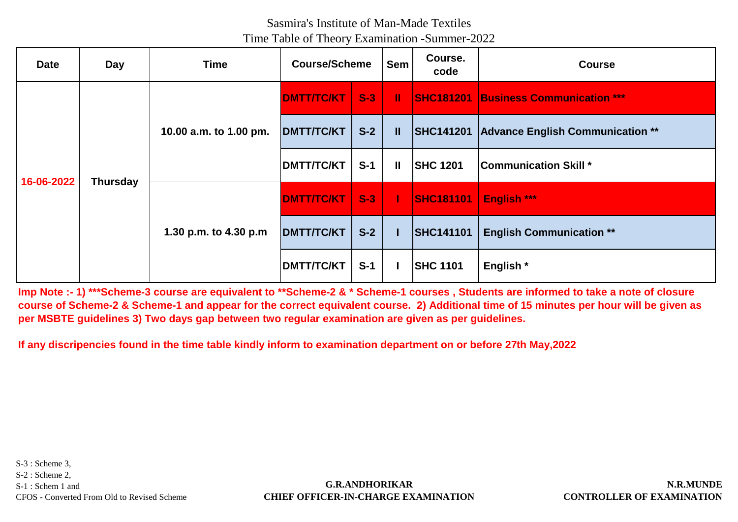Sasmira's Institute of Man-Made Textiles

Time Table of Theory Examination -Summer-2022

| Date | Day | Time | Course/Scheme | | Sem | Course. code | Course |
|---|---|---|---|---|---|---|---|
| 16-06-2022 | Thursday | 10.00 a.m. to 1.00 pm. | DMTT/TC/KT | S-3 | II | SHC181201 | Business Communication *** |
| | | | DMTT/TC/KT | S-2 | II | SHC141201 | Advance English Communication ** |
| | | | DMTT/TC/KT | S-1 | II | SHC 1201 | Communication Skill * |
| | | 1.30 p.m. to 4.30 p.m | DMTT/TC/KT | S-3 | I | SHC181101 | English *** |
| | | | DMTT/TC/KT | S-2 | I | SHC141101 | English Communication ** |
| | | | DMTT/TC/KT | S-1 | I | SHC 1101 | English * |

**Imp Note :- 1) ***Scheme-3 course are equivalent to **Scheme-2 & * Scheme-1 courses , Students are informed to take a note of closure course of Scheme-2 & Scheme-1 and appear for the correct equivalent course. 2) Additional time of 15 minutes per hour will be given as per MSBTE guidelines 3) Two days gap between two regular examination are given as per guidelines.**

**If any discripencies found in the time table kindly inform to examination department on or before 27th May,2022**

S-3 : Scheme 3,
S-2 : Scheme 2,
S-1 : Schem 1 and
CFOS - Converted From Old to Revised Scheme

**G.R.ANDHORIKAR**
**CHIEF OFFICER-IN-CHARGE EXAMINATION**

**N.R.MUNDE**
**CONTROLLER OF EXAMINATION**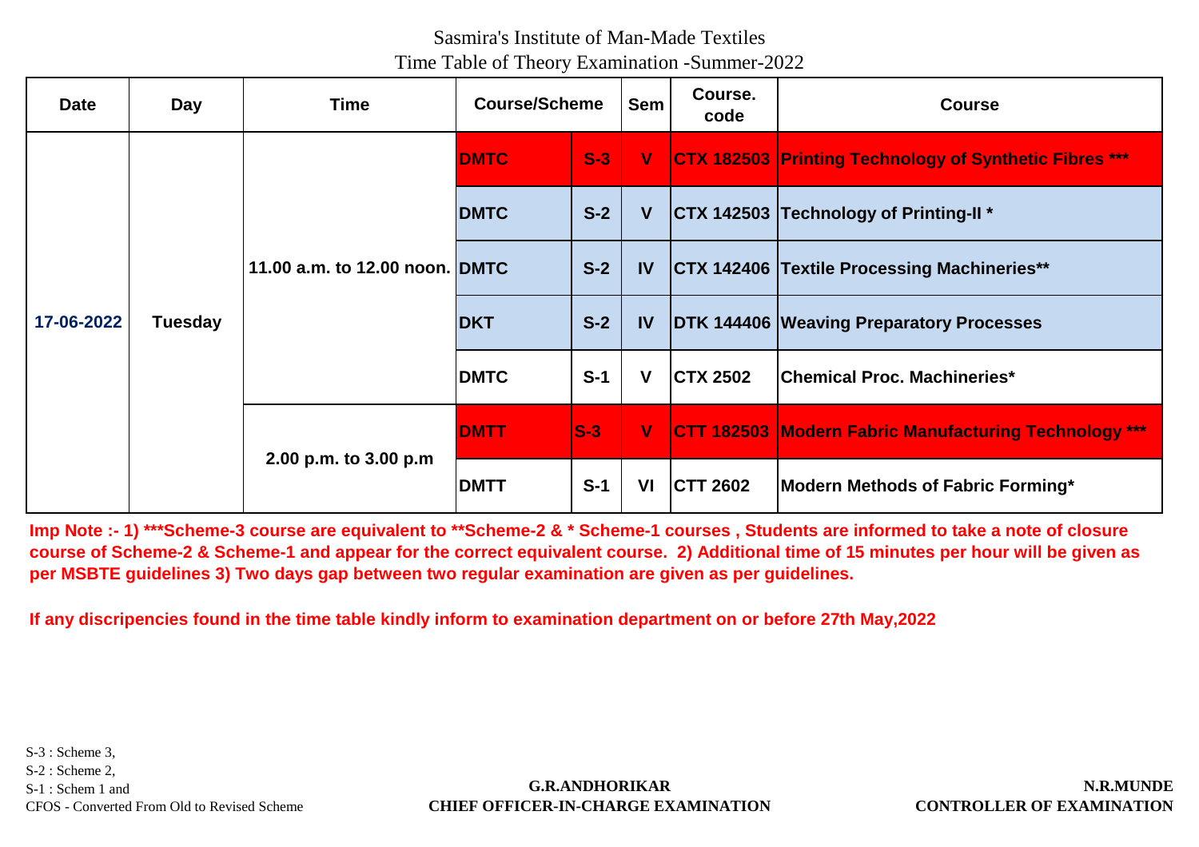Sasmira's Institute of Man-Made Textiles

Time Table of Theory Examination -Summer-2022

| Date | Day | Time | Course/Scheme | | Sem | Course. code | Course |
|---|---|---|---|---|---|---|---|
| 17-06-2022 | Tuesday | 11.00 a.m. to 12.00 noon. | DMTC | S-3 | V | CTX 182503 | Printing Technology of Synthetic Fibres *** |
| | | | DMTC | S-2 | V | CTX 142503 | Technology of Printing-II * |
| | | | DMTC | S-2 | IV | CTX 142406 | Textile Processing Machineries** |
| | | | DKT | S-2 | IV | DTK 144406 | Weaving Preparatory Processes |
| | | | DMTC | S-1 | V | CTX 2502 | Chemical Proc. Machineries* |
| | | 2.00 p.m. to 3.00 p.m | DMTT | S-3 | V | CTT 182503 | Modern Fabric Manufacturing Technology *** |
| | | | DMTT | S-1 | VI | CTT 2602 | Modern Methods of Fabric Forming* |

**Imp Note :- 1) ***Scheme-3 course are equivalent to **Scheme-2 & * Scheme-1 courses , Students are informed to take a note of closure course of Scheme-2 & Scheme-1 and appear for the correct equivalent course. 2) Additional time of 15 minutes per hour will be given as per MSBTE guidelines 3) Two days gap between two regular examination are given as per guidelines.**

**If any discripencies found in the time table kindly inform to examination department on or before 27th May,2022**

S-3 : Scheme 3,
S-2 : Scheme 2,
S-1 : Schem 1 and
CFOS - Converted From Old to Revised Scheme

**G.R.ANDHORIKAR**
**CHIEF OFFICER-IN-CHARGE EXAMINATION**

**N.R.MUNDE**
**CONTROLLER OF EXAMINATION**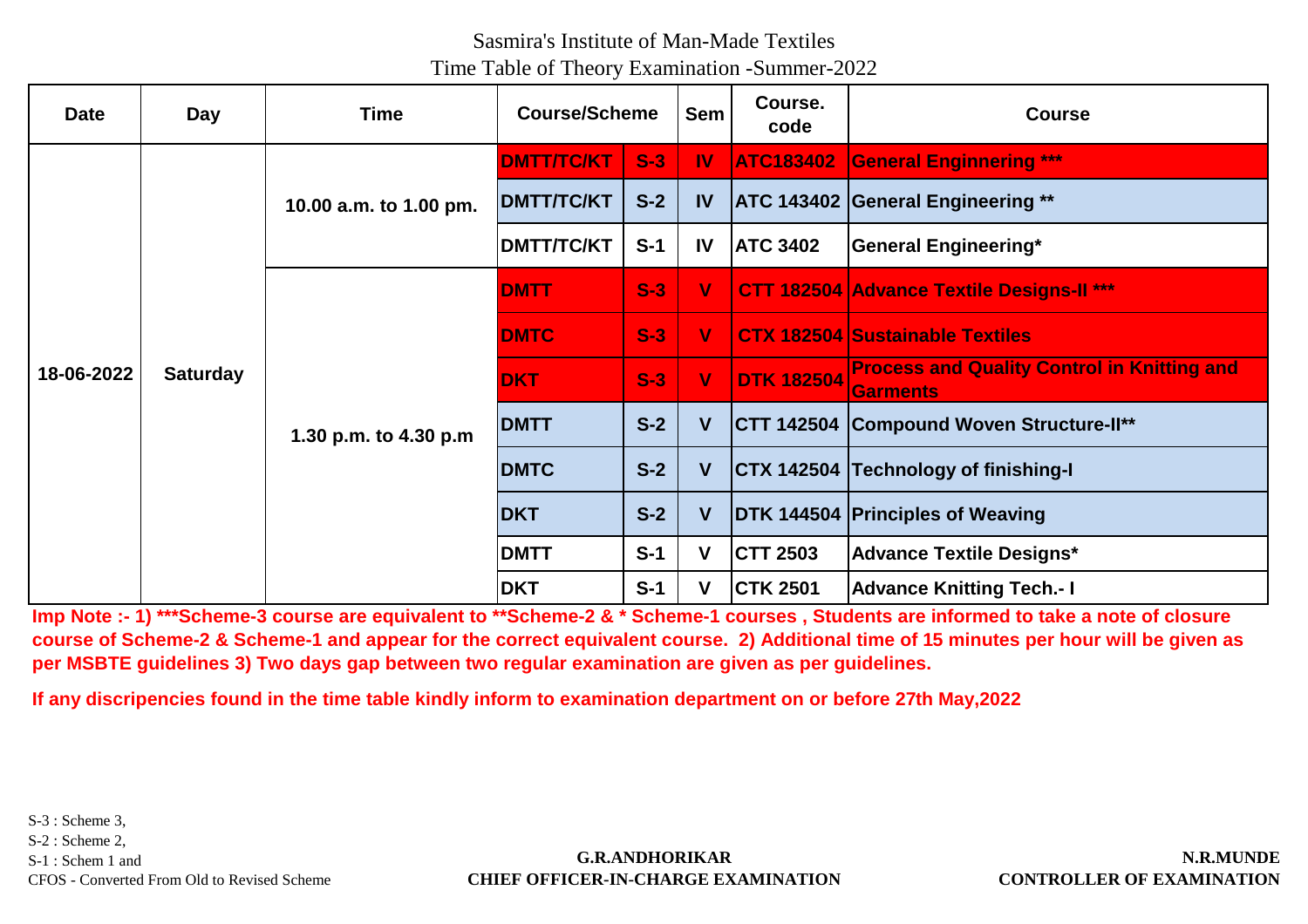Sasmira's Institute of Man-Made Textiles

Time Table of Theory Examination -Summer-2022

| Date | Day | Time | Course/Scheme | | Sem | Course. code | Course |
|---|---|---|---|---|---|---|---|
| 18-06-2022 | Saturday | 10.00 a.m. to 1.00 pm. | DMTT/TC/KT | S-3 | IV | ATC183402 | General Enginnering *** |
| | | | DMTT/TC/KT | S-2 | IV | ATC 143402 | General Engineering ** |
| | | | DMTT/TC/KT | S-1 | IV | ATC 3402 | General Engineering* |
| | | 1.30 p.m. to 4.30 p.m | DMTT | S-3 | V | CTT 182504 | Advance Textile Designs-II *** |
| | | | DMTC | S-3 | V | CTX 182504 | Sustainable Textiles |
| | | | DKT | S-3 | V | DTK 182504 | Process and Quality Control in Knitting and Garments |
| | | | DMTT | S-2 | V | CTT 142504 | Compound Woven Structure-II** |
| | | | DMTC | S-2 | V | CTX 142504 | Technology of finishing-I |
| | | | DKT | S-2 | V | DTK 144504 | Principles of Weaving |
| | | | DMTT | S-1 | V | CTT 2503 | Advance Textile Designs* |
| | | | DKT | S-1 | V | CTK 2501 | Advance Knitting Tech.- I |

**Imp Note :- 1) ***Scheme-3 course are equivalent to **Scheme-2 & * Scheme-1 courses , Students are informed to take a note of closure course of Scheme-2 & Scheme-1 and appear for the correct equivalent course. 2) Additional time of 15 minutes per hour will be given as per MSBTE guidelines 3) Two days gap between two regular examination are given as per guidelines.**

**If any discripencies found in the time table kindly inform to examination department on or before 27th May,2022**

S-3 : Scheme 3,
S-2 : Scheme 2,
S-1 : Schem 1 and
CFOS - Converted From Old to Revised Scheme

**G.R.ANDHORIKAR**
**CHIEF OFFICER-IN-CHARGE EXAMINATION**

**N.R.MUNDE**
**CONTROLLER OF EXAMINATION**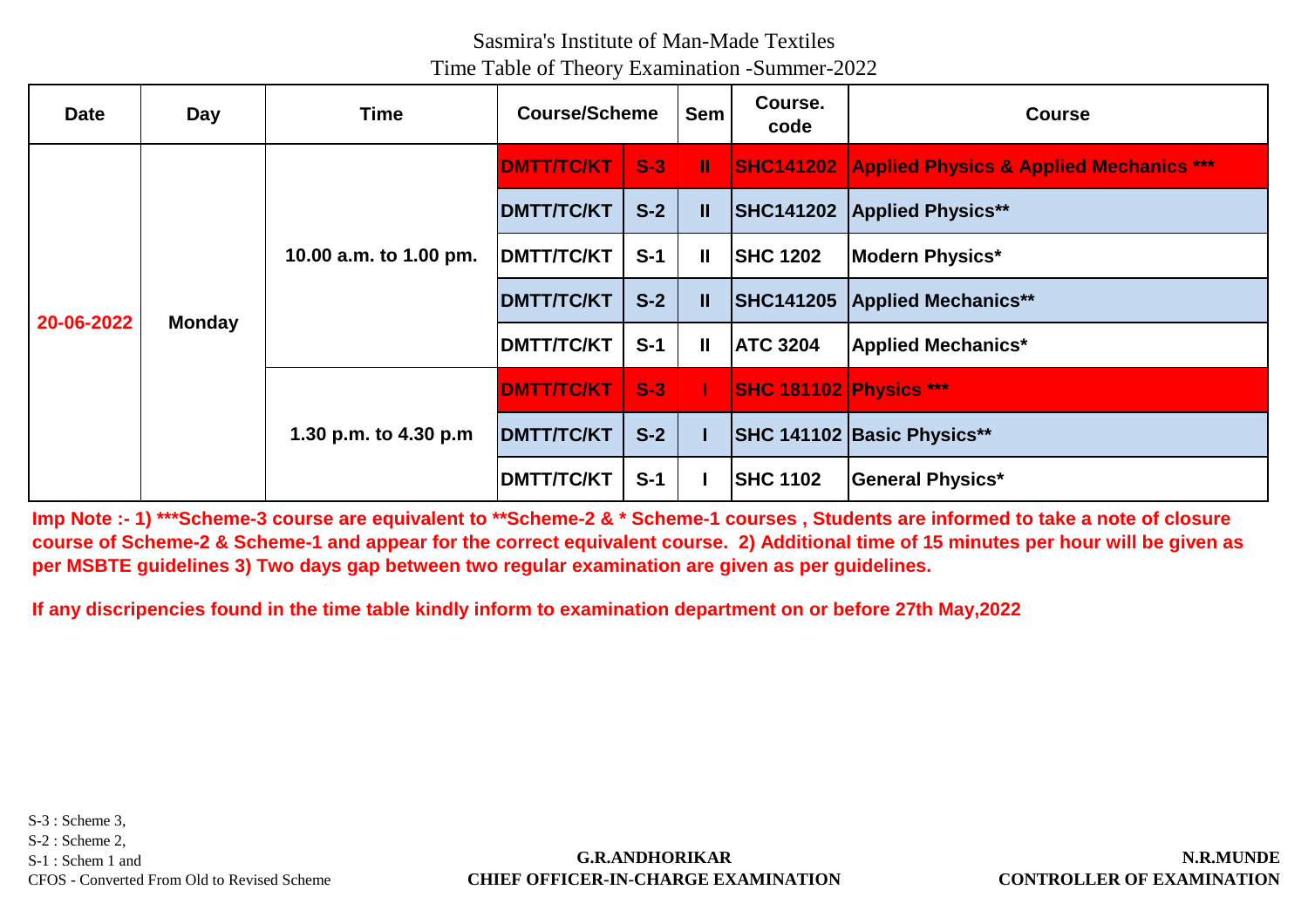Sasmira's Institute of Man-Made Textiles

Time Table of Theory Examination -Summer-2022

| Date | Day | Time | Course/Scheme | | Sem | Course. code | Course |
|---|---|---|---|---|---|---|---|
| 20-06-2022 | Monday | 10.00 a.m. to 1.00 pm. | DMTT/TC/KT | S-3 | II | SHC141202 | Applied Physics & Applied Mechanics *** |
| | | | DMTT/TC/KT | S-2 | II | SHC141202 | Applied Physics** |
| | | | DMTT/TC/KT | S-1 | II | SHC 1202 | Modern Physics* |
| | | | DMTT/TC/KT | S-2 | II | SHC141205 | Applied Mechanics** |
| | | | DMTT/TC/KT | S-1 | II | ATC 3204 | Applied Mechanics* |
| | | 1.30 p.m. to 4.30 p.m | DMTT/TC/KT | S-3 | I | SHC 181102 | Physics *** |
| | | | DMTT/TC/KT | S-2 | I | SHC 141102 | Basic Physics** |
| | | | DMTT/TC/KT | S-1 | I | SHC 1102 | General Physics* |

**Imp Note :- 1) ***Scheme-3 course are equivalent to **Scheme-2 & * Scheme-1 courses , Students are informed to take a note of closure course of Scheme-2 & Scheme-1 and appear for the correct equivalent course. 2) Additional time of 15 minutes per hour will be given as per MSBTE guidelines 3) Two days gap between two regular examination are given as per guidelines.**

**If any discripencies found in the time table kindly inform to examination department on or before 27th May,2022**

S-3 : Scheme 3,
S-2 : Scheme 2,
S-1 : Schem 1 and
CFOS - Converted From Old to Revised Scheme

**G.R.ANDHORIKAR**
**CHIEF OFFICER-IN-CHARGE EXAMINATION**

**N.R.MUNDE**
**CONTROLLER OF EXAMINATION**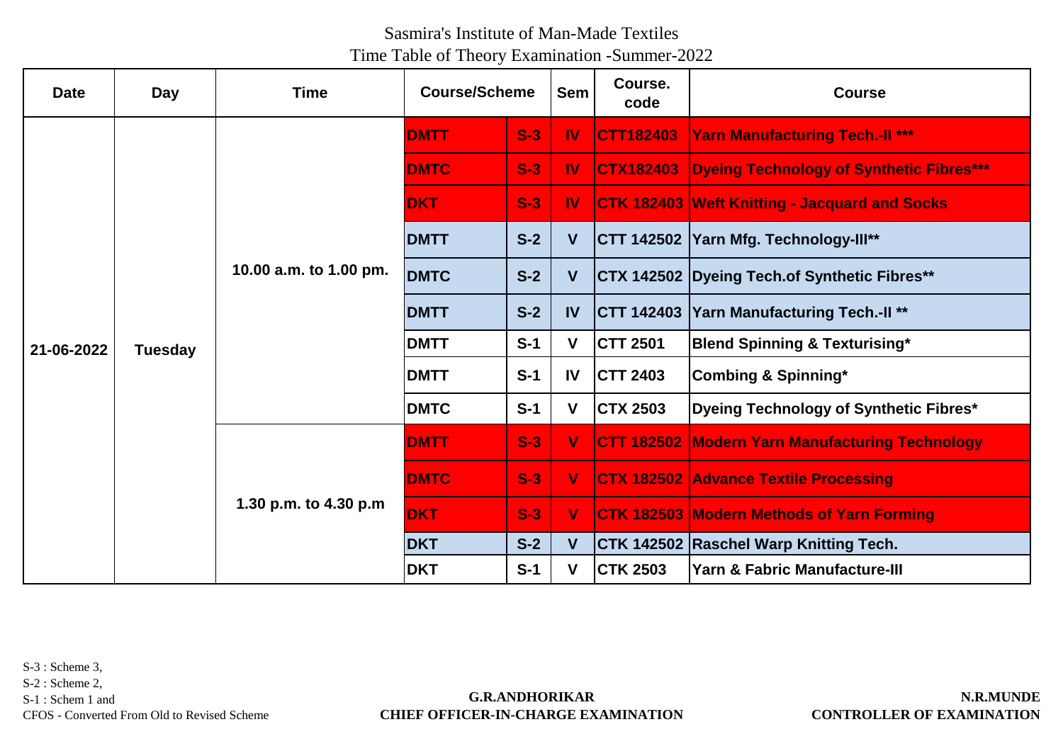# Sasmira's Institute of Man-Made Textiles

## Time Table of Theory Examination -Summer-2022

| Date | Day | Time | Course/Scheme | | Sem | Course. code | Course |
|---|---|---|---|---|---|---|---|
| 21-06-2022 | Tuesday | 10.00 a.m. to 1.00 pm. | DMTT | S-3 | IV | CTT182403 | Yarn Manufacturing Tech.-II *** |
| | | | DMTC | S-3 | IV | CTX182403 | Dyeing Technology of Synthetic Fibres*** |
| | | | DKT | S-3 | IV | CTK 182403 | Weft Knitting - Jacquard and Socks |
| | | | DMTT | S-2 | V | CTT 142502 | Yarn Mfg. Technology-III** |
| | | | DMTC | S-2 | V | CTX 142502 | Dyeing Tech.of Synthetic Fibres** |
| | | | DMTT | S-2 | IV | CTT 142403 | Yarn Manufacturing Tech.-II ** |
| | | | DMTT | S-1 | V | CTT 2501 | Blend Spinning & Texturising* |
| | | | DMTT | S-1 | IV | CTT 2403 | Combing & Spinning* |
| | | | DMTC | S-1 | V | CTX 2503 | Dyeing Technology of Synthetic Fibres* |
| | | 1.30 p.m. to 4.30 p.m | DMTT | S-3 | V | CTT 182502 | Modern Yarn Manufacturing Technology |
| | | | DMTC | S-3 | V | CTX 182502 | Advance Textile Processing |
| | | | DKT | S-3 | V | CTK 182503 | Modern Methods of Yarn Forming |
| | | | DKT | S-2 | V | CTK 142502 | Raschel Warp Knitting Tech. |
| | | | DKT | S-1 | V | CTK 2503 | Yarn & Fabric Manufacture-III |

S-3 : Scheme 3,
S-2 : Scheme 2,
S-1 : Schem 1 and
CFOS - Converted From Old to Revised Scheme

**G.R.ANDHORIKAR**
**CHIEF OFFICER-IN-CHARGE EXAMINATION**

**N.R.MUNDE**
**CONTROLLER OF EXAMINATION**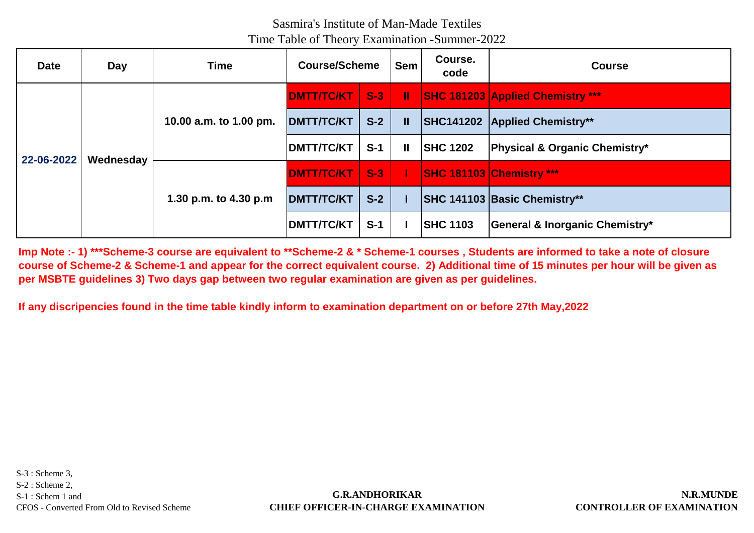Sasmira's Institute of Man-Made Textiles

Time Table of Theory Examination -Summer-2022

| Date | Day | Time | Course/Scheme | | Sem | Course. code | Course |
|---|---|---|---|---|---|---|---|
| 22-06-2022 | Wednesday | 10.00 a.m. to 1.00 pm. | DMTT/TC/KT | S-3 | II | SHC 181203 | Applied Chemistry *** |
| | | | DMTT/TC/KT | S-2 | II | SHC141202 | Applied Chemistry** |
| | | | DMTT/TC/KT | S-1 | II | SHC 1202 | Physical & Organic Chemistry* |
| | | 1.30 p.m. to 4.30 p.m | DMTT/TC/KT | S-3 | I | SHC 181103 | Chemistry *** |
| | | | DMTT/TC/KT | S-2 | I | SHC 141103 | Basic Chemistry** |
| | | | DMTT/TC/KT | S-1 | I | SHC 1103 | General & Inorganic Chemistry* |

**Imp Note :- 1) ***Scheme-3 course are equivalent to **Scheme-2 & * Scheme-1 courses , Students are informed to take a note of closure course of Scheme-2 & Scheme-1 and appear for the correct equivalent course. 2) Additional time of 15 minutes per hour will be given as per MSBTE guidelines 3) Two days gap between two regular examination are given as per guidelines.**

**If any discripencies found in the time table kindly inform to examination department on or before 27th May,2022**

S-3 : Scheme 3,
S-2 : Scheme 2,
S-1 : Schem 1 and
CFOS - Converted From Old to Revised Scheme

**G.R.ANDHORIKAR**
**CHIEF OFFICER-IN-CHARGE EXAMINATION**

**N.R.MUNDE**
**CONTROLLER OF EXAMINATION**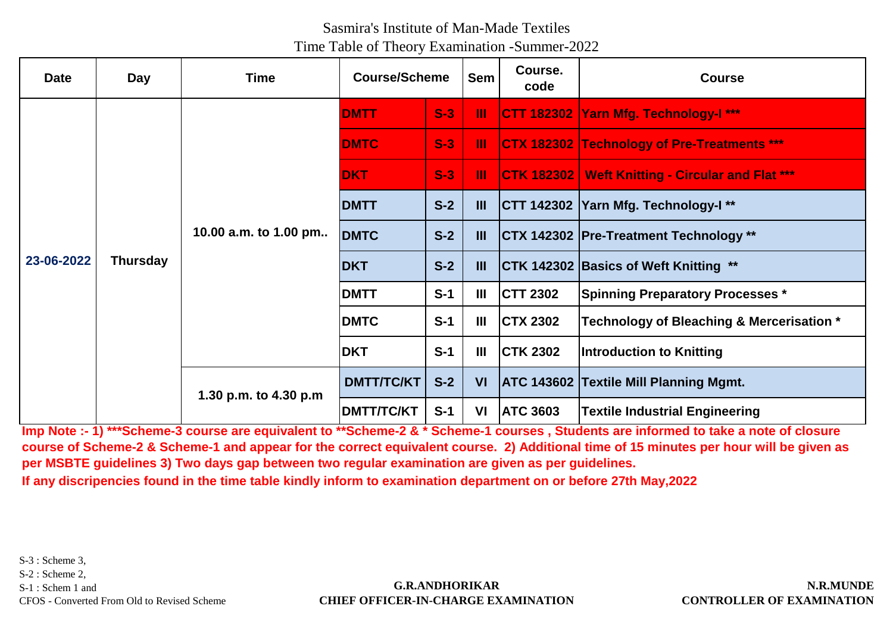Sasmira's Institute of Man-Made Textiles

Time Table of Theory Examination -Summer-2022

| Date | Day | Time | Course/Scheme | | Sem | Course. code | Course |
|---|---|---|---|---|---|---|---|
| 23-06-2022 | Thursday | 10.00 a.m. to 1.00 pm.. | DMTT | S-3 | III | CTT 182302 | Yarn Mfg. Technology-I *** |
| | | | DMTC | S-3 | III | CTX 182302 | Technology of Pre-Treatments *** |
| | | | DKT | S-3 | III | CTK 182302 | Weft Knitting - Circular and Flat *** |
| | | | DMTT | S-2 | III | CTT 142302 | Yarn Mfg. Technology-I ** |
| | | | DMTC | S-2 | III | CTX 142302 | Pre-Treatment Technology ** |
| | | | DKT | S-2 | III | CTK 142302 | Basics of Weft Knitting ** |
| | | | DMTT | S-1 | III | CTT 2302 | Spinning Preparatory Processes * |
| | | | DMTC | S-1 | III | CTX 2302 | Technology of Bleaching & Mercerisation * |
| | | | DKT | S-1 | III | CTK 2302 | Introduction to Knitting |
| | | 1.30 p.m. to 4.30 p.m | DMTT/TC/KT | S-2 | VI | ATC 143602 | Textile Mill Planning Mgmt. |
| | | | DMTT/TC/KT | S-1 | VI | ATC 3603 | Textile Industrial Engineering |

**Imp Note :- 1) ***Scheme-3 course are equivalent to **Scheme-2 & * Scheme-1 courses , Students are informed to take a note of closure course of Scheme-2 & Scheme-1 and appear for the correct equivalent course. 2) Additional time of 15 minutes per hour will be given as per MSBTE guidelines 3) Two days gap between two regular examination are given as per guidelines.**

**If any discripencies found in the time table kindly inform to examination department on or before 27th May,2022**

S-3 : Scheme 3,
S-2 : Scheme 2,
S-1 : Schem 1 and
CFOS - Converted From Old to Revised Scheme

**G.R.ANDHORIKAR**
**CHIEF OFFICER-IN-CHARGE EXAMINATION**

**N.R.MUNDE**
**CONTROLLER OF EXAMINATION**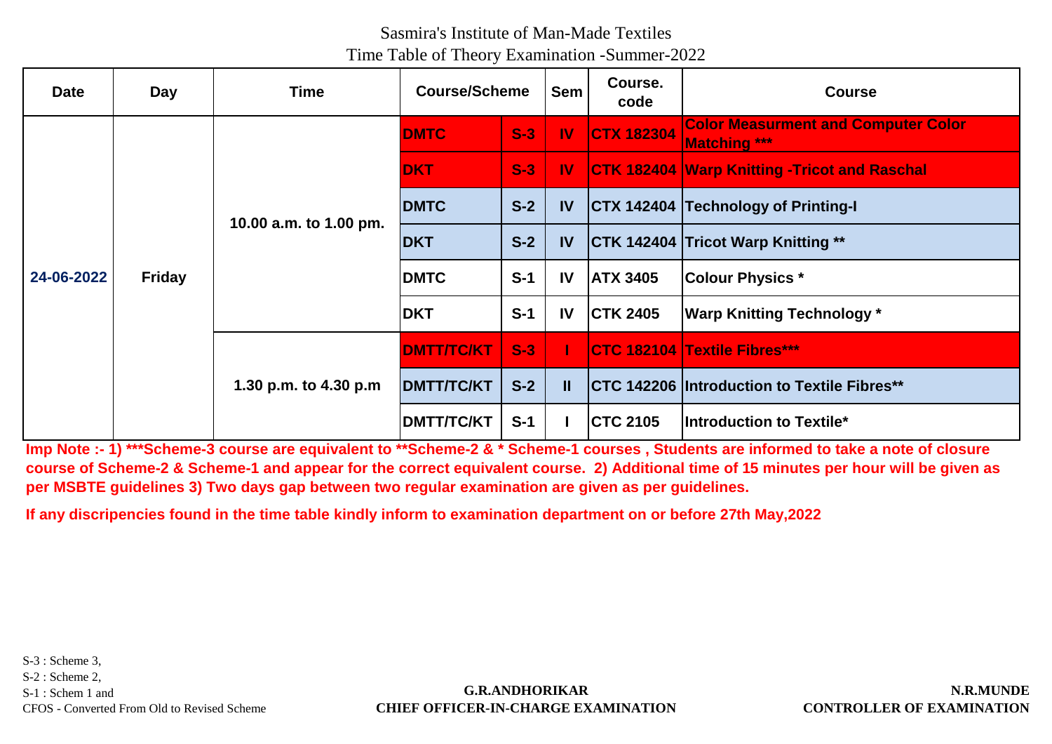Sasmira's Institute of Man-Made Textiles

Time Table of Theory Examination -Summer-2022

| Date | Day | Time | Course/Scheme | | Sem | Course. code | Course |
|---|---|---|---|---|---|---|---|
| 24-06-2022 | Friday | 10.00 a.m. to 1.00 pm. | DMTC | S-3 | IV | CTX 182304 | Color Measurment and Computer Color Matching *** |
| | | | DKT | S-3 | IV | CTK 182404 | Warp Knitting -Tricot and Raschal |
| | | | DMTC | S-2 | IV | CTX 142404 | Technology of Printing-I |
| | | | DKT | S-2 | IV | CTK 142404 | Tricot Warp Knitting ** |
| | | | DMTC | S-1 | IV | ATX 3405 | Colour Physics * |
| | | | DKT | S-1 | IV | CTK 2405 | Warp Knitting Technology * |
| | | 1.30 p.m. to 4.30 p.m | DMTT/TC/KT | S-3 | I | CTC 182104 | Textile Fibres*** |
| | | | DMTT/TC/KT | S-2 | II | CTC 142206 | Introduction to Textile Fibres** |
| | | | DMTT/TC/KT | S-1 | I | CTC 2105 | Introduction to Textile* |

**Imp Note :- 1) ***Scheme-3 course are equivalent to **Scheme-2 & * Scheme-1 courses , Students are informed to take a note of closure course of Scheme-2 & Scheme-1 and appear for the correct equivalent course. 2) Additional time of 15 minutes per hour will be given as per MSBTE guidelines 3) Two days gap between two regular examination are given as per guidelines.**

**If any discripencies found in the time table kindly inform to examination department on or before 27th May,2022**

S-3 : Scheme 3,
S-2 : Scheme 2,
S-1 : Schem 1 and
CFOS - Converted From Old to Revised Scheme

**G.R.ANDHORIKAR**
**CHIEF OFFICER-IN-CHARGE EXAMINATION**

**N.R.MUNDE**
**CONTROLLER OF EXAMINATION**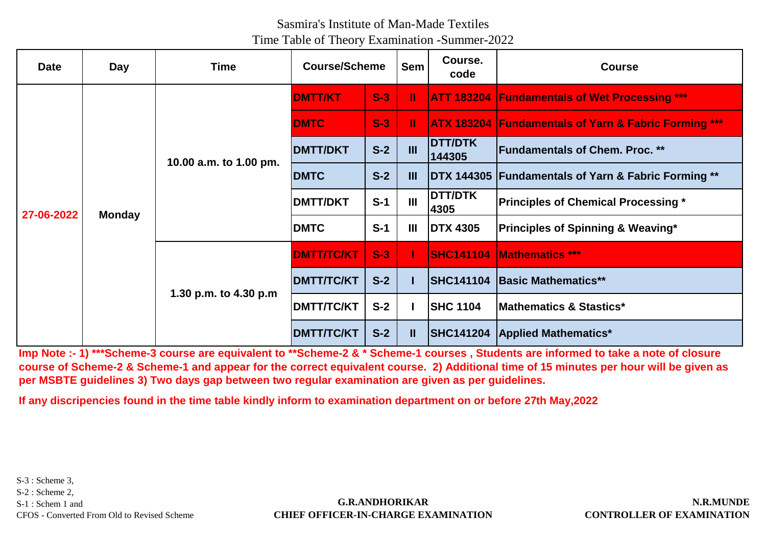Sasmira's Institute of Man-Made Textiles

Time Table of Theory Examination -Summer-2022

| Date | Day | Time | Course/Scheme | | Sem | Course. code | Course |
|---|---|---|---|---|---|---|---|
| 27-06-2022 | Monday | 10.00 a.m. to 1.00 pm. | DMTT/KT | S-3 | II | ATT 183204 | Fundamentals of Wet Processing *** |
| | | | DMTC | S-3 | II | ATX 183204 | Fundamentals of Yarn & Fabric Forming *** |
| | | | DMTT/DKT | S-2 | III | DTT/DTK 144305 | Fundamentals of Chem. Proc. ** |
| | | | DMTC | S-2 | III | DTX 144305 | Fundamentals of Yarn & Fabric Forming ** |
| | | | DMTT/DKT | S-1 | III | DTT/DTK 4305 | Principles of Chemical Processing * |
| | | | DMTC | S-1 | III | DTX 4305 | Principles of Spinning & Weaving* |
| | | 1.30 p.m. to 4.30 p.m | DMTT/TC/KT | S-3 | I | SHC141104 | Mathematics *** |
| | | | DMTT/TC/KT | S-2 | I | SHC141104 | Basic Mathematics** |
| | | | DMTT/TC/KT | S-2 | I | SHC 1104 | Mathematics & Stastics* |
| | | | DMTT/TC/KT | S-2 | II | SHC141204 | Applied Mathematics* |

**Imp Note :- 1) ***Scheme-3 course are equivalent to **Scheme-2 & * Scheme-1 courses , Students are informed to take a note of closure course of Scheme-2 & Scheme-1 and appear for the correct equivalent course. 2) Additional time of 15 minutes per hour will be given as per MSBTE guidelines 3) Two days gap between two regular examination are given as per guidelines.**

**If any discripencies found in the time table kindly inform to examination department on or before 27th May,2022**

S-3 : Scheme 3,
S-2 : Scheme 2,
S-1 : Schem 1 and
CFOS - Converted From Old to Revised Scheme

**G.R.ANDHORIKAR**
**CHIEF OFFICER-IN-CHARGE EXAMINATION**

**N.R.MUNDE**
**CONTROLLER OF EXAMINATION**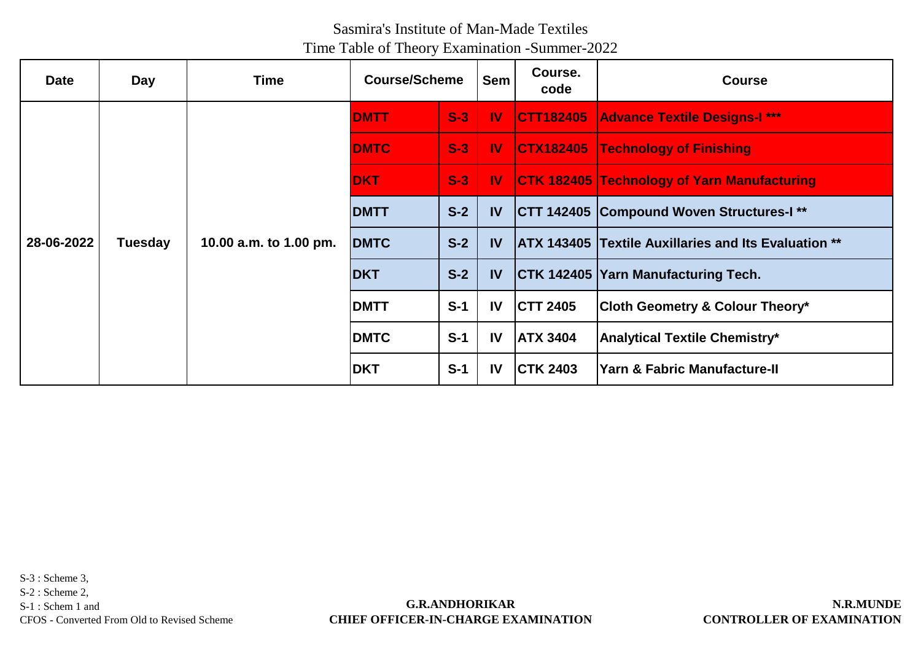Sasmira's Institute of Man-Made Textiles

Time Table of Theory Examination -Summer-2022

| Date | Day | Time | Course/Scheme | | Sem | Course. code | Course |
|---|---|---|---|---|---|---|---|
| 28-06-2022 | Tuesday | 10.00 a.m. to 1.00 pm. | DMTT | S-3 | IV | CTT182405 | Advance Textile Designs-I *** |
| | | | DMTC | S-3 | IV | CTX182405 | Technology of Finishing |
| | | | DKT | S-3 | IV | CTK 182405 | Technology of Yarn Manufacturing |
| | | | DMTT | S-2 | IV | CTT 142405 | Compound Woven Structures-I ** |
| | | | DMTC | S-2 | IV | ATX 143405 | Textile Auxillaries and Its Evaluation ** |
| | | | DKT | S-2 | IV | CTK 142405 | Yarn Manufacturing Tech. |
| | | | DMTT | S-1 | IV | CTT 2405 | Cloth Geometry & Colour Theory* |
| | | | DMTC | S-1 | IV | ATX 3404 | Analytical Textile Chemistry* |
| | | | DKT | S-1 | IV | CTK 2403 | Yarn & Fabric Manufacture-II |

S-3 : Scheme 3,
S-2 : Scheme 2,
S-1 : Schem 1 and
CFOS - Converted From Old to Revised Scheme

**G.R.ANDHORIKAR**
**CHIEF OFFICER-IN-CHARGE EXAMINATION**

**N.R.MUNDE**
**CONTROLLER OF EXAMINATION**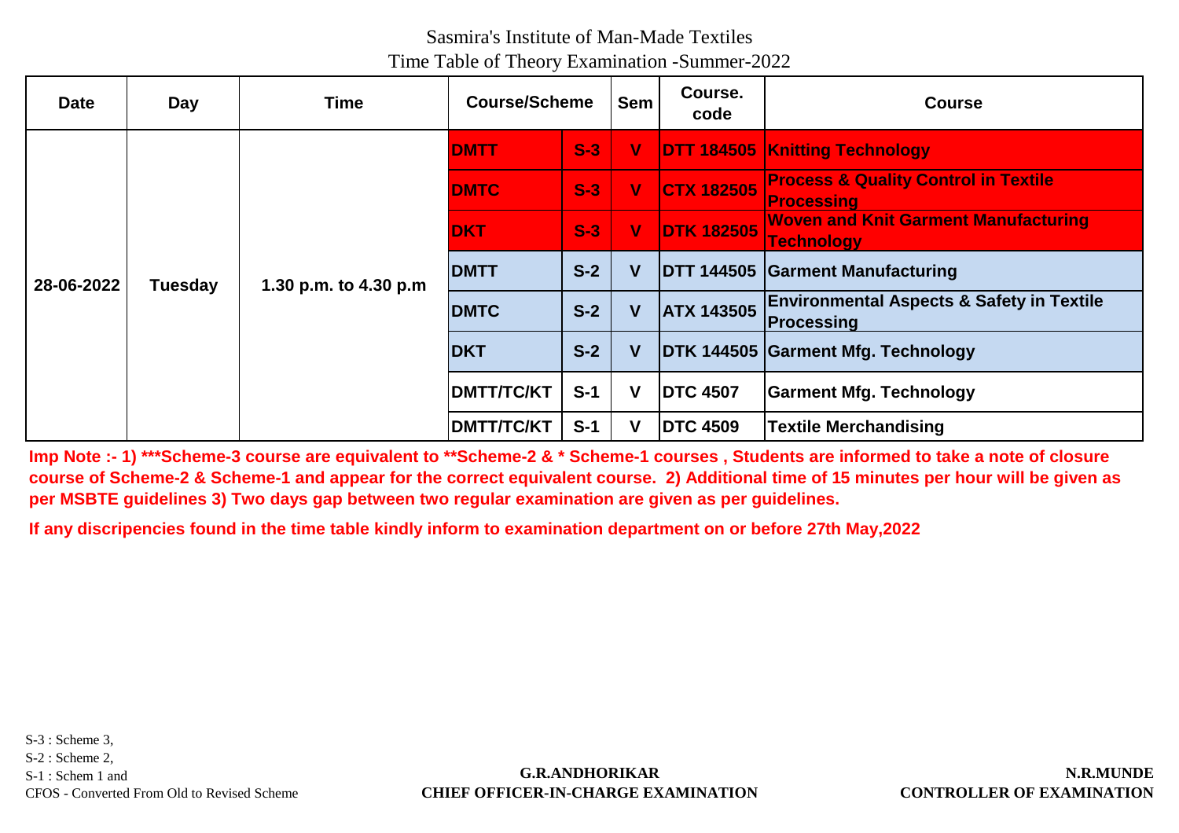Sasmira's Institute of Man-Made Textiles

Time Table of Theory Examination -Summer-2022

| Date | Day | Time | Course/Scheme | | Sem | Course. code | Course |
|---|---|---|---|---|---|---|---|
| 28-06-2022 | Tuesday | 1.30 p.m. to 4.30 p.m | DMTT | S-3 | V | DTT 184505 | Knitting Technology |
| | | | DMTC | S-3 | V | CTX 182505 | Process & Quality Control in Textile Processing |
| | | | DKT | S-3 | V | DTK 182505 | Woven and Knit Garment Manufacturing Technology |
| | | | DMTT | S-2 | V | DTT 144505 | Garment Manufacturing |
| | | | DMTC | S-2 | V | ATX 143505 | Environmental Aspects & Safety in Textile Processing |
| | | | DKT | S-2 | V | DTK 144505 | Garment Mfg. Technology |
| | | | DMTT/TC/KT | S-1 | V | DTC 4507 | Garment Mfg. Technology |
| | | | DMTT/TC/KT | S-1 | V | DTC 4509 | Textile Merchandising |

**Imp Note :- 1) ***Scheme-3 course are equivalent to **Scheme-2 & * Scheme-1 courses , Students are informed to take a note of closure course of Scheme-2 & Scheme-1 and appear for the correct equivalent course. 2) Additional time of 15 minutes per hour will be given as per MSBTE guidelines 3) Two days gap between two regular examination are given as per guidelines.**

**If any discripencies found in the time table kindly inform to examination department on or before 27th May,2022**

S-3 : Scheme 3,
S-2 : Scheme 2,
S-1 : Schem 1 and
CFOS - Converted From Old to Revised Scheme

**G.R.ANDHORIKAR**
**CHIEF OFFICER-IN-CHARGE EXAMINATION**

**N.R.MUNDE**
**CONTROLLER OF EXAMINATION**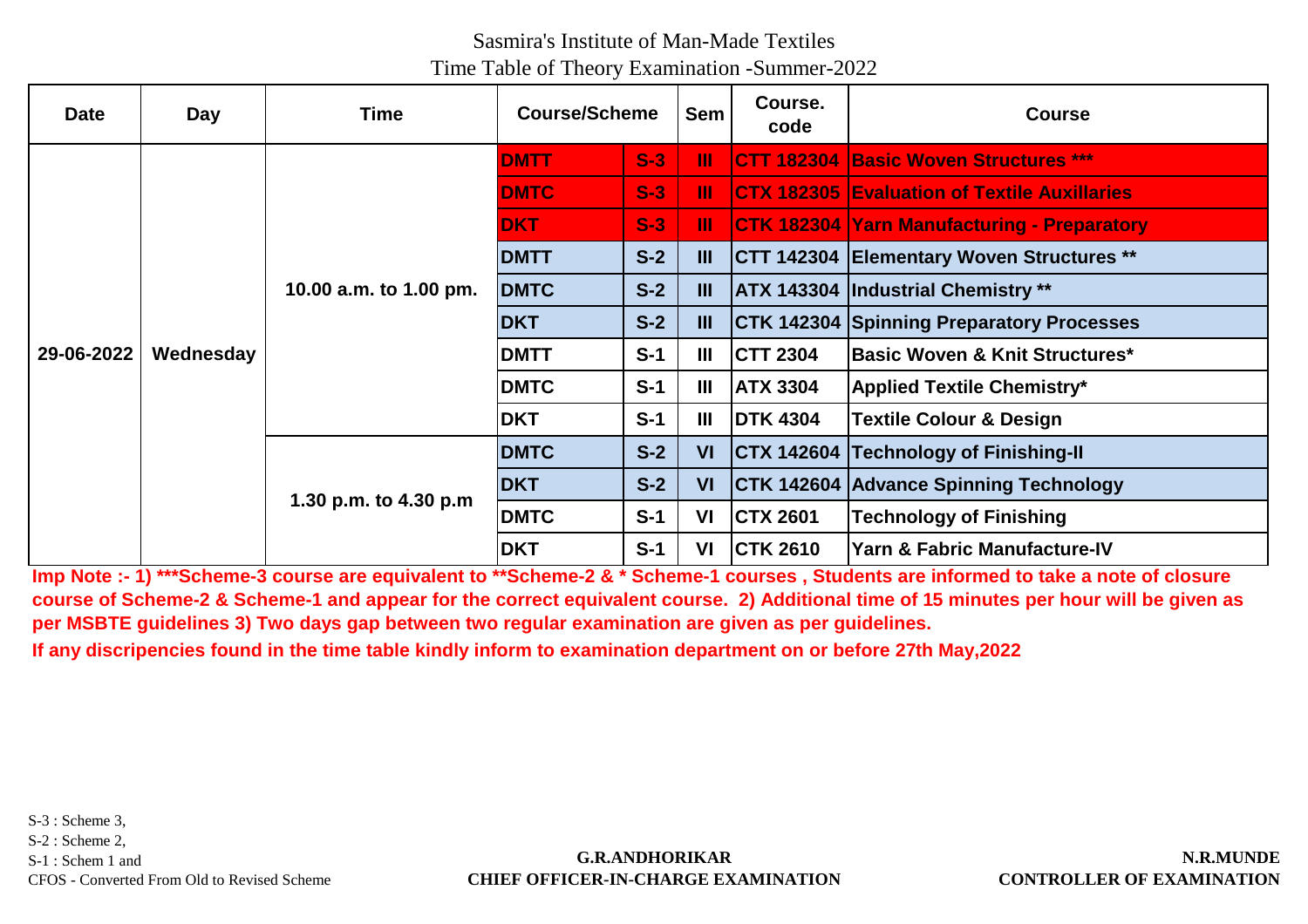Sasmira's Institute of Man-Made Textiles

Time Table of Theory Examination -Summer-2022

| Date | Day | Time | Course/Scheme | | Sem | Course. code | Course |
|---|---|---|---|---|---|---|---|
| 29-06-2022 | Wednesday | 10.00 a.m. to 1.00 pm. | DMTT | S-3 | III | CTT 182304 | Basic Woven Structures *** |
| | | | DMTC | S-3 | III | CTX 182305 | Evaluation of Textile Auxillaries |
| | | | DKT | S-3 | III | CTK 182304 | Yarn Manufacturing - Preparatory |
| | | | DMTT | S-2 | III | CTT 142304 | Elementary Woven Structures ** |
| | | | DMTC | S-2 | III | ATX 143304 | Industrial Chemistry ** |
| | | | DKT | S-2 | III | CTK 142304 | Spinning Preparatory Processes |
| | | | DMTT | S-1 | III | CTT 2304 | Basic Woven & Knit Structures* |
| | | | DMTC | S-1 | III | ATX 3304 | Applied Textile Chemistry* |
| | | | DKT | S-1 | III | DTK 4304 | Textile Colour & Design |
| | | 1.30 p.m. to 4.30 p.m | DMTC | S-2 | VI | CTX 142604 | Technology of Finishing-II |
| | | | DKT | S-2 | VI | CTK 142604 | Advance Spinning Technology |
| | | | DMTC | S-1 | VI | CTX 2601 | Technology of Finishing |
| | | | DKT | S-1 | VI | CTK 2610 | Yarn & Fabric Manufacture-IV |

**Imp Note :- 1) ***Scheme-3 course are equivalent to **Scheme-2 & * Scheme-1 courses , Students are informed to take a note of closure course of Scheme-2 & Scheme-1 and appear for the correct equivalent course. 2) Additional time of 15 minutes per hour will be given as per MSBTE guidelines 3) Two days gap between two regular examination are given as per guidelines.**

**If any discripencies found in the time table kindly inform to examination department on or before 27th May,2022**

S-3 : Scheme 3,
S-2 : Scheme 2,
S-1 : Schem 1 and
CFOS - Converted From Old to Revised Scheme

**G.R.ANDHORIKAR**
**CHIEF OFFICER-IN-CHARGE EXAMINATION**

**N.R.MUNDE**
**CONTROLLER OF EXAMINATION**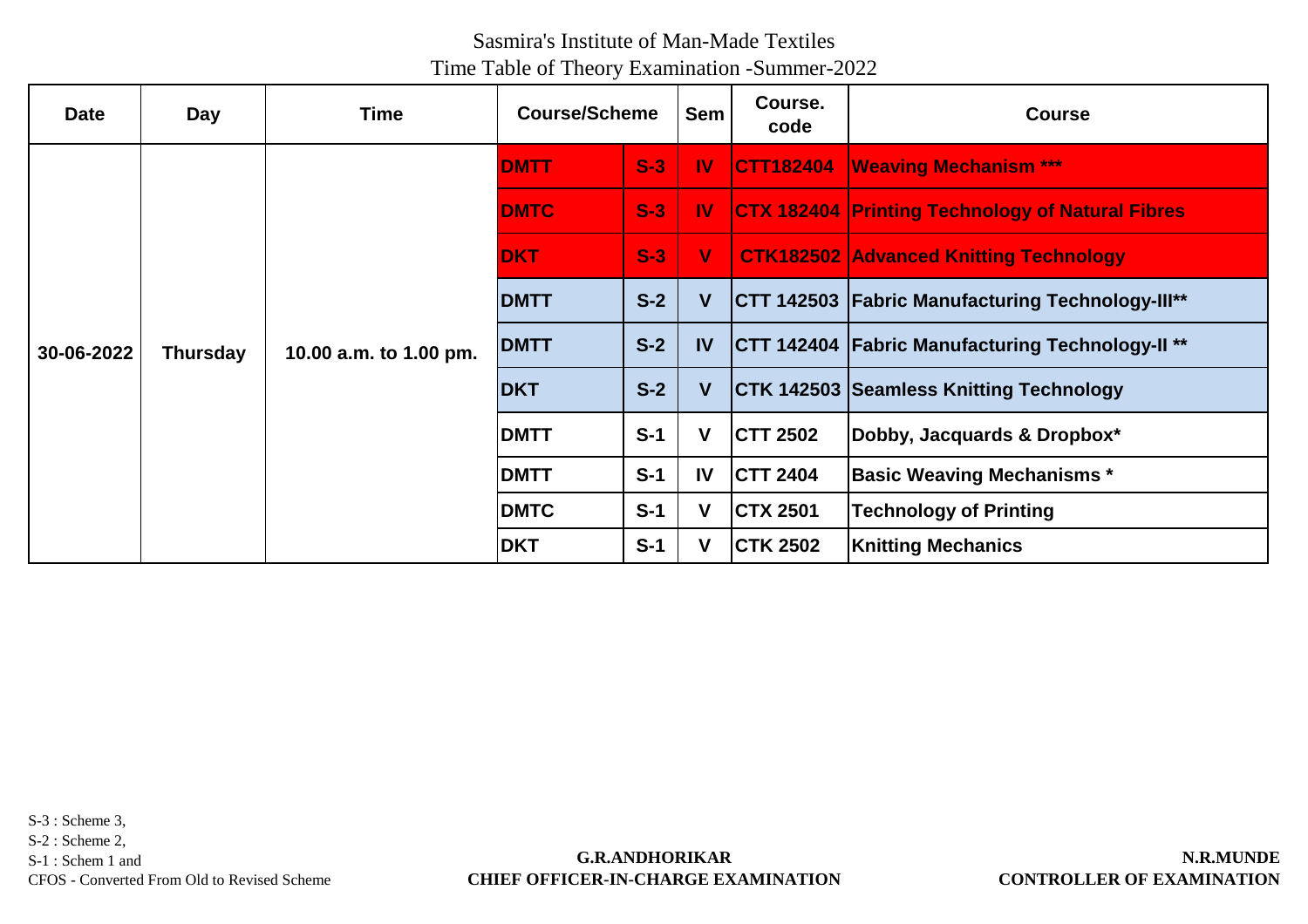Sasmira's Institute of Man-Made Textiles

Time Table of Theory Examination -Summer-2022

| Date | Day | Time | Course/Scheme | | Sem | Course. code | Course |
|---|---|---|---|---|---|---|---|
| 30-06-2022 | Thursday | 10.00 a.m. to 1.00 pm. | DMTT | S-3 | IV | CTT182404 | Weaving Mechanism *** |
| | | | DMTC | S-3 | IV | CTX 182404 | Printing Technology of Natural Fibres |
| | | | DKT | S-3 | V | CTK182502 | Advanced Knitting Technology |
| | | | DMTT | S-2 | V | CTT 142503 | Fabric Manufacturing Technology-III** |
| | | | DMTT | S-2 | IV | CTT 142404 | Fabric Manufacturing Technology-II ** |
| | | | DKT | S-2 | V | CTK 142503 | Seamless Knitting Technology |
| | | | DMTT | S-1 | V | CTT 2502 | Dobby, Jacquards & Dropbox* |
| | | | DMTT | S-1 | IV | CTT 2404 | Basic Weaving Mechanisms * |
| | | | DMTC | S-1 | V | CTX 2501 | Technology of Printing |
| | | | DKT | S-1 | V | CTK 2502 | Knitting Mechanics |

S-3 : Scheme 3,
S-2 : Scheme 2,
S-1 : Schem 1 and
CFOS - Converted From Old to Revised Scheme

**G.R.ANDHORIKAR**
**CHIEF OFFICER-IN-CHARGE EXAMINATION**

**N.R.MUNDE**
**CONTROLLER OF EXAMINATION**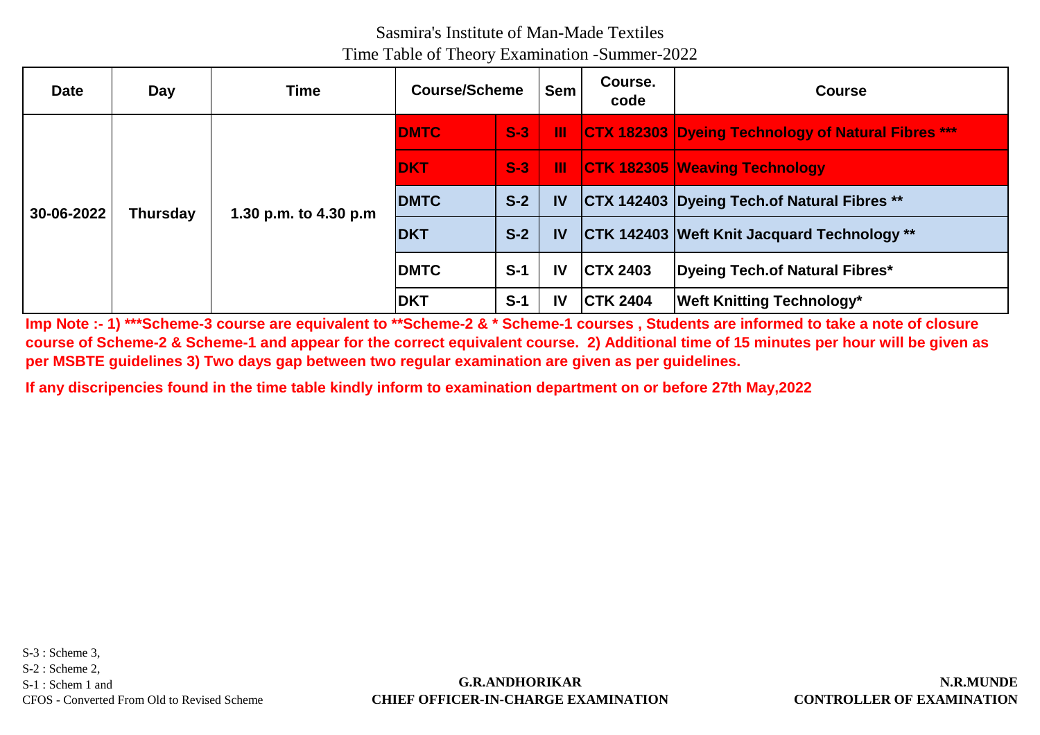Sasmira's Institute of Man-Made Textiles

Time Table of Theory Examination -Summer-2022

| Date | Day | Time | Course/Scheme | | Sem | Course. code | Course |
|---|---|---|---|---|---|---|---|
| 30-06-2022 | Thursday | 1.30 p.m. to 4.30 p.m | DMTC | S-3 | III | CTX 182303 | Dyeing Technology of Natural Fibres *** |
| | | | DKT | S-3 | III | CTK 182305 | Weaving Technology |
| | | | DMTC | S-2 | IV | CTX 142403 | Dyeing Tech.of Natural Fibres ** |
| | | | DKT | S-2 | IV | CTK 142403 | Weft Knit Jacquard Technology ** |
| | | | DMTC | S-1 | IV | CTX 2403 | Dyeing Tech.of Natural Fibres* |
| | | | DKT | S-1 | IV | CTK 2404 | Weft Knitting Technology* |

**Imp Note :- 1) ***Scheme-3 course are equivalent to **Scheme-2 & * Scheme-1 courses , Students are informed to take a note of closure course of Scheme-2 & Scheme-1 and appear for the correct equivalent course. 2) Additional time of 15 minutes per hour will be given as per MSBTE guidelines 3) Two days gap between two regular examination are given as per guidelines.**

**If any discripencies found in the time table kindly inform to examination department on or before 27th May,2022**

S-3 : Scheme 3,
S-2 : Scheme 2,
S-1 : Schem 1 and
CFOS - Converted From Old to Revised Scheme

**G.R.ANDHORIKAR**
**CHIEF OFFICER-IN-CHARGE EXAMINATION**

**N.R.MUNDE**
**CONTROLLER OF EXAMINATION**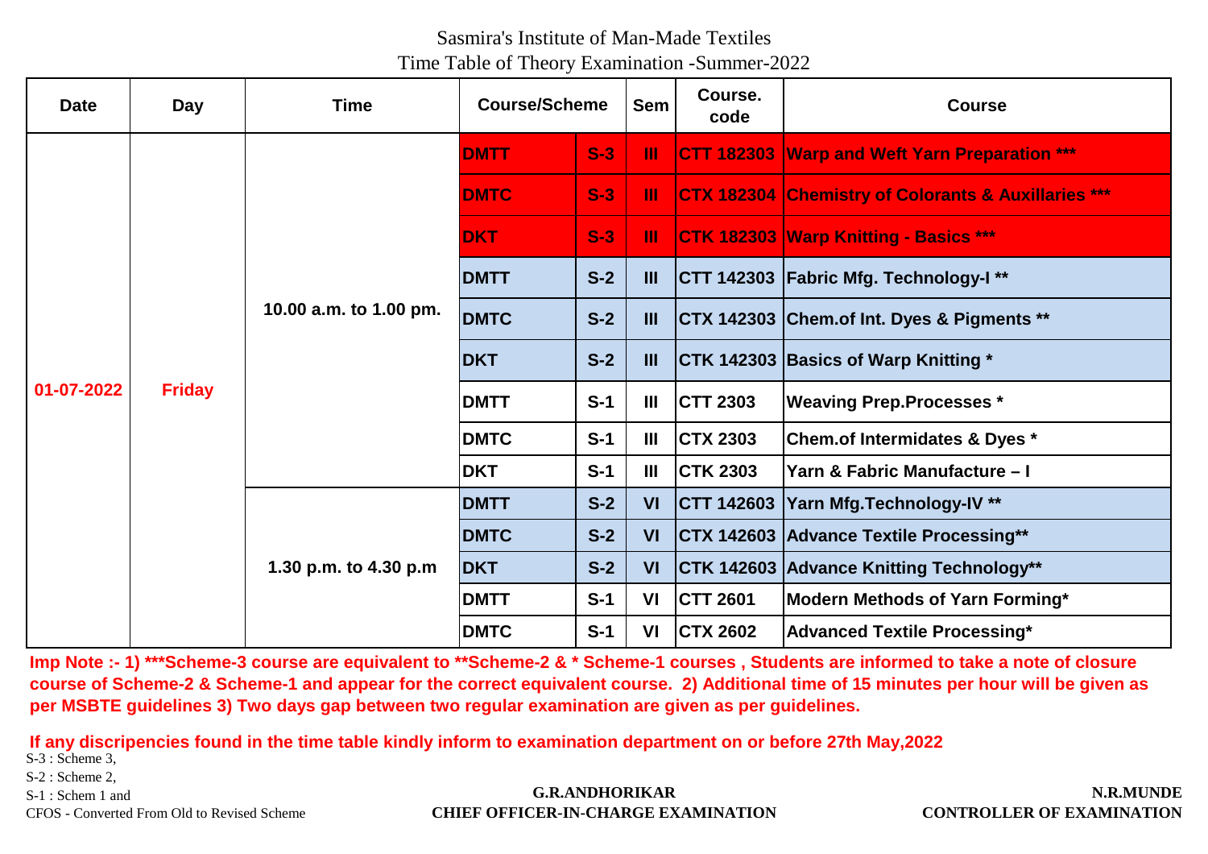Sasmira's Institute of Man-Made Textiles

Time Table of Theory Examination -Summer-2022

| Date | Day | Time | Course/Scheme | | Sem | Course. code | Course |
|---|---|---|---|---|---|---|---|
| 01-07-2022 | Friday | 10.00 a.m. to 1.00 pm. | DMTT | S-3 | III | CTT 182303 | Warp and Weft Yarn Preparation *** |
| | | | DMTC | S-3 | III | CTX 182304 | Chemistry of Colorants & Auxillaries *** |
| | | | DKT | S-3 | III | CTK 182303 | Warp Knitting - Basics *** |
| | | | DMTT | S-2 | III | CTT 142303 | Fabric Mfg. Technology-I ** |
| | | | DMTC | S-2 | III | CTX 142303 | Chem.of Int. Dyes & Pigments ** |
| | | | DKT | S-2 | III | CTK 142303 | Basics of Warp Knitting * |
| | | | DMTT | S-1 | III | CTT 2303 | Weaving Prep.Processes * |
| | | | DMTC | S-1 | III | CTX 2303 | Chem.of Intermidates & Dyes * |
| | | | DKT | S-1 | III | CTK 2303 | Yarn & Fabric Manufacture – I |
| | | 1.30 p.m. to 4.30 p.m | DMTT | S-2 | VI | CTT 142603 | Yarn Mfg.Technology-IV ** |
| | | | DMTC | S-2 | VI | CTX 142603 | Advance Textile Processing** |
| | | | DKT | S-2 | VI | CTK 142603 | Advance Knitting Technology** |
| | | | DMTT | S-1 | VI | CTT 2601 | Modern Methods of Yarn Forming* |
| | | | DMTC | S-1 | VI | CTX 2602 | Advanced Textile Processing* |

**Imp Note :- 1) ***Scheme-3 course are equivalent to **Scheme-2 & * Scheme-1 courses , Students are informed to take a note of closure course of Scheme-2 & Scheme-1 and appear for the correct equivalent course. 2) Additional time of 15 minutes per hour will be given as per MSBTE guidelines 3) Two days gap between two regular examination are given as per guidelines.**

**If any discripencies found in the time table kindly inform to examination department on or before 27th May,2022**

S-3 : Scheme 3,
S-2 : Scheme 2,
S-1 : Schem 1 and
CFOS - Converted From Old to Revised Scheme

**G.R.ANDHORIKAR**
**CHIEF OFFICER-IN-CHARGE EXAMINATION**

**N.R.MUNDE**
**CONTROLLER OF EXAMINATION**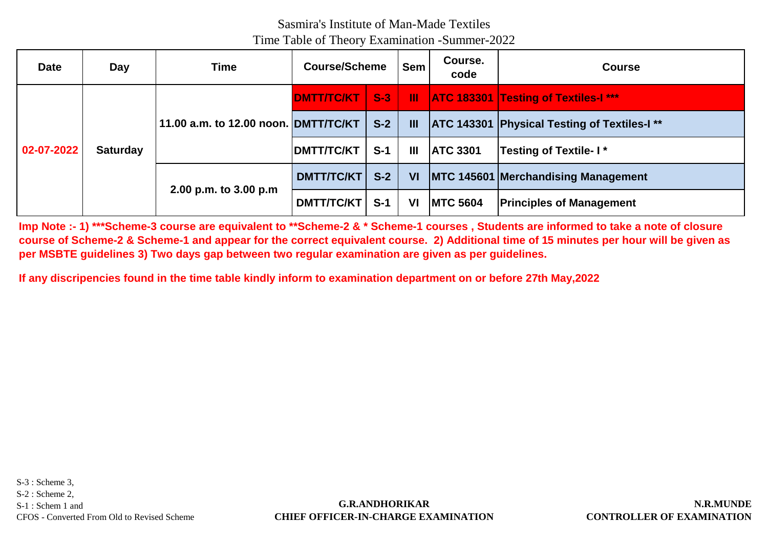Sasmira's Institute of Man-Made Textiles

Time Table of Theory Examination -Summer-2022

| Date | Day | Time | Course/Scheme | | Sem | Course. code | Course |
|---|---|---|---|---|---|---|---|
| 02-07-2022 | Saturday | 11.00 a.m. to 12.00 noon. | DMTT/TC/KT | S-3 | III | ATC 183301 | Testing of Textiles-I *** |
| | | | DMTT/TC/KT | S-2 | III | ATC 143301 | Physical Testing of Textiles-I ** |
| | | | DMTT/TC/KT | S-1 | III | ATC 3301 | Testing of Textile- I * |
| | | 2.00 p.m. to 3.00 p.m | DMTT/TC/KT | S-2 | VI | MTC 145601 | Merchandising Management |
| | | | DMTT/TC/KT | S-1 | VI | MTC 5604 | Principles of Management |

**Imp Note :- 1) ***Scheme-3 course are equivalent to **Scheme-2 & * Scheme-1 courses , Students are informed to take a note of closure course of Scheme-2 & Scheme-1 and appear for the correct equivalent course. 2) Additional time of 15 minutes per hour will be given as per MSBTE guidelines 3) Two days gap between two regular examination are given as per guidelines.**

**If any discripencies found in the time table kindly inform to examination department on or before 27th May,2022**

S-3 : Scheme 3,
S-2 : Scheme 2,
S-1 : Schem 1 and
CFOS - Converted From Old to Revised Scheme

**G.R.ANDHORIKAR**
**CHIEF OFFICER-IN-CHARGE EXAMINATION**

**N.R.MUNDE**
**CONTROLLER OF EXAMINATION**